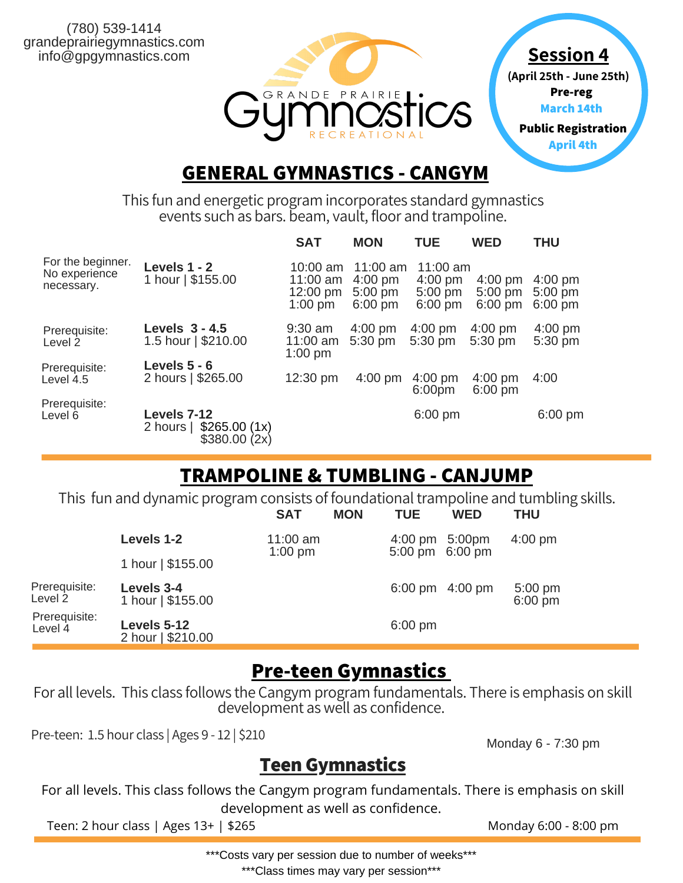(780) 539-1414
grandeprairiegymnastics.com
info@gpgymnastics.com

GRANDE PRAIRIE Gymnastics RECREATIONAL

**Session 4**
**(April 25th - June 25th)**
**Pre-reg**
**March 14th**
**Public Registration**
**April 4th**

## GENERAL GYMNASTICS - CANGYM

This fun and energetic program incorporates standard gymnastics events such as bars. beam, vault, floor and trampoline.

| | | SAT | MON | TUE | WED | THU |
|---|---|---|---|---|---|---|
| For the beginner. No experience necessary. | **Levels 1 - 2** 1 hour \| $155.00 | 10:00 am 11:00 am 12:00 pm 1:00 pm | 11:00 am 4:00 pm 5:00 pm 6:00 pm | 11:00 am 4:00 pm 5:00 pm 6:00 pm | 4:00 pm 5:00 pm 6:00 pm | 4:00 pm 5:00 pm 6:00 pm |
| Prerequisite: Level 2 | **Levels 3 - 4.5** 1.5 hour \| $210.00 | 9:30 am 11:00 am 1:00 pm | 4:00 pm 5:30 pm | 4:00 pm 5:30 pm | 4:00 pm 5:30 pm | 4:00 pm 5:30 pm |
| Prerequisite: Level 4.5 | **Levels 5 - 6** 2 hours \| $265.00 | 12:30 pm | 4:00 pm | 4:00 pm 6:00pm | 4:00 pm 6:00 pm | 4:00 |
| Prerequisite: Level 6 | **Levels 7-12** 2 hours \| $265.00 (1x) $380.00 (2x) | | | 6:00 pm | | 6:00 pm |

## TRAMPOLINE & TUMBLING - CANJUMP

This fun and dynamic program consists of foundational trampoline and tumbling skills.

| | | SAT | MON | TUE | WED | THU |
|---|---|---|---|---|---|---|
| | **Levels 1-2** 1 hour \| $155.00 | 11:00 am 1:00 pm | | 4:00 pm 5:00 pm | 5:00pm 6:00 pm | 4:00 pm |
| Prerequisite: Level 2 | **Levels 3-4** 1 hour \| $155.00 | | | 6:00 pm | 4:00 pm | 5:00 pm 6:00 pm |
| Prerequisite: Level 4 | **Levels 5-12** 2 hour \| $210.00 | | | 6:00 pm | | |

## Pre-teen Gymnastics

For all levels. This class follows the Cangym program fundamentals. There is emphasis on skill development as well as confidence.

Pre-teen: 1.5 hour class | Ages 9 - 12 | $210 — Monday 6 - 7:30 pm

## Teen Gymnastics

For all levels. This class follows the Cangym program fundamentals. There is emphasis on skill development as well as confidence.

Teen: 2 hour class | Ages 13+ | $265 — Monday 6:00 - 8:00 pm

***Costs vary per session due to number of weeks***

***Class times may vary per session***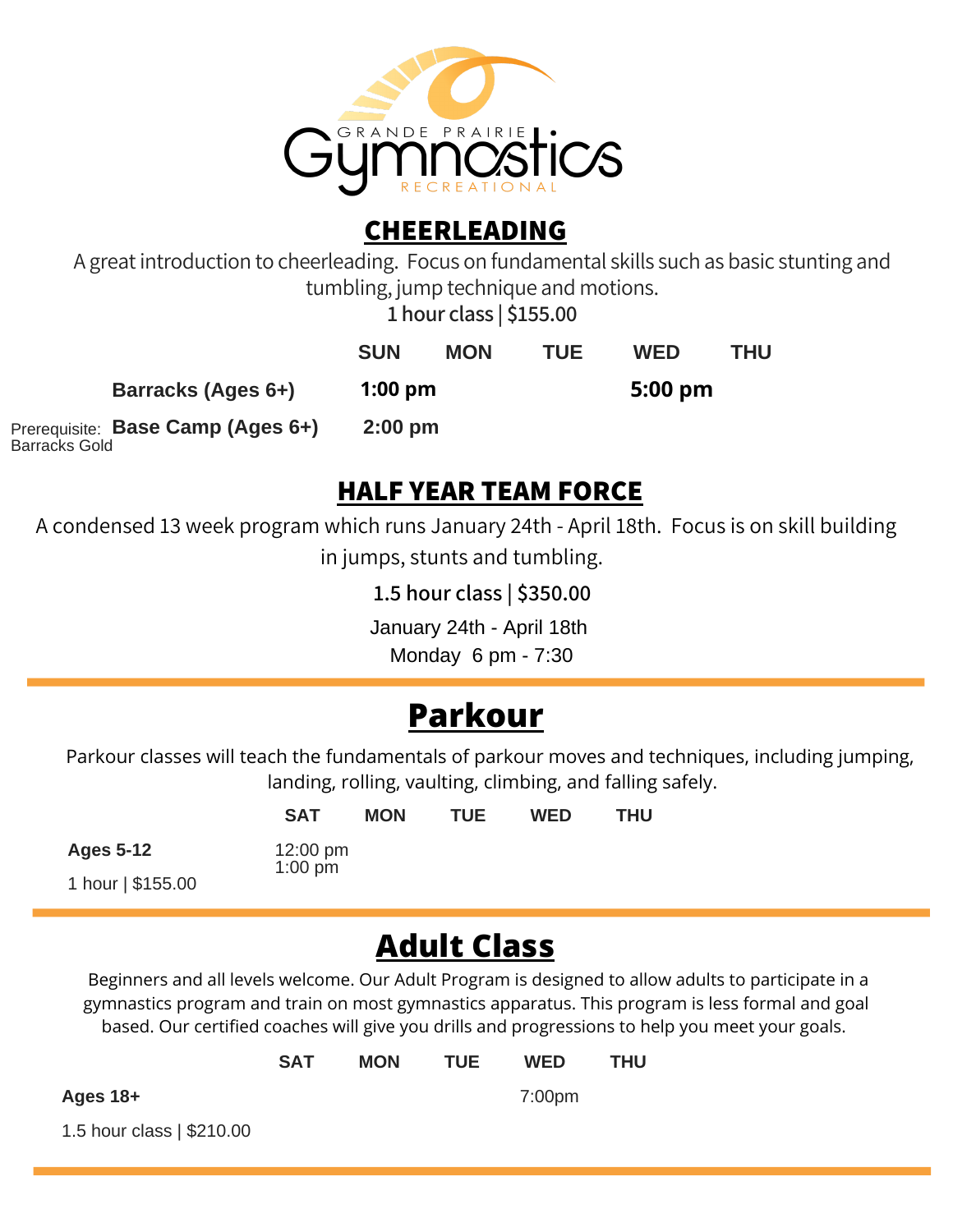GRANDE PRAIRIE

Gymnastics

RECREATIONAL

## CHEERLEADING

A great introduction to cheerleading. Focus on fundamental skills such as basic stunting and tumbling, jump technique and motions.

1 hour class | $155.00

| | SUN | MON | TUE | WED | THU |
|---|---|---|---|---|---|
| **Barracks (Ages 6+)** | **1:00 pm** | | | **5:00 pm** | |
| Prerequisite: Barracks Gold **Base Camp (Ages 6+)** | **2:00 pm** | | | | |

## HALF YEAR TEAM FORCE

A condensed 13 week program which runs January 24th - April 18th. Focus is on skill building in jumps, stunts and tumbling.

1.5 hour class | $350.00

January 24th - April 18th

Monday 6 pm - 7:30

## Parkour

Parkour classes will teach the fundamentals of parkour moves and techniques, including jumping, landing, rolling, vaulting, climbing, and falling safely.

| | SAT | MON | TUE | WED | THU |
|---|---|---|---|---|---|
| **Ages 5-12**<br>1 hour \| $155.00 | 12:00 pm<br>1:00 pm | | | | |

## Adult Class

Beginners and all levels welcome. Our Adult Program is designed to allow adults to participate in a gymnastics program and train on most gymnastics apparatus. This program is less formal and goal based. Our certified coaches will give you drills and progressions to help you meet your goals.

| | SAT | MON | TUE | WED | THU |
|---|---|---|---|---|---|
| **Ages 18+**<br>1.5 hour class \| $210.00 | | | | 7:00pm | |